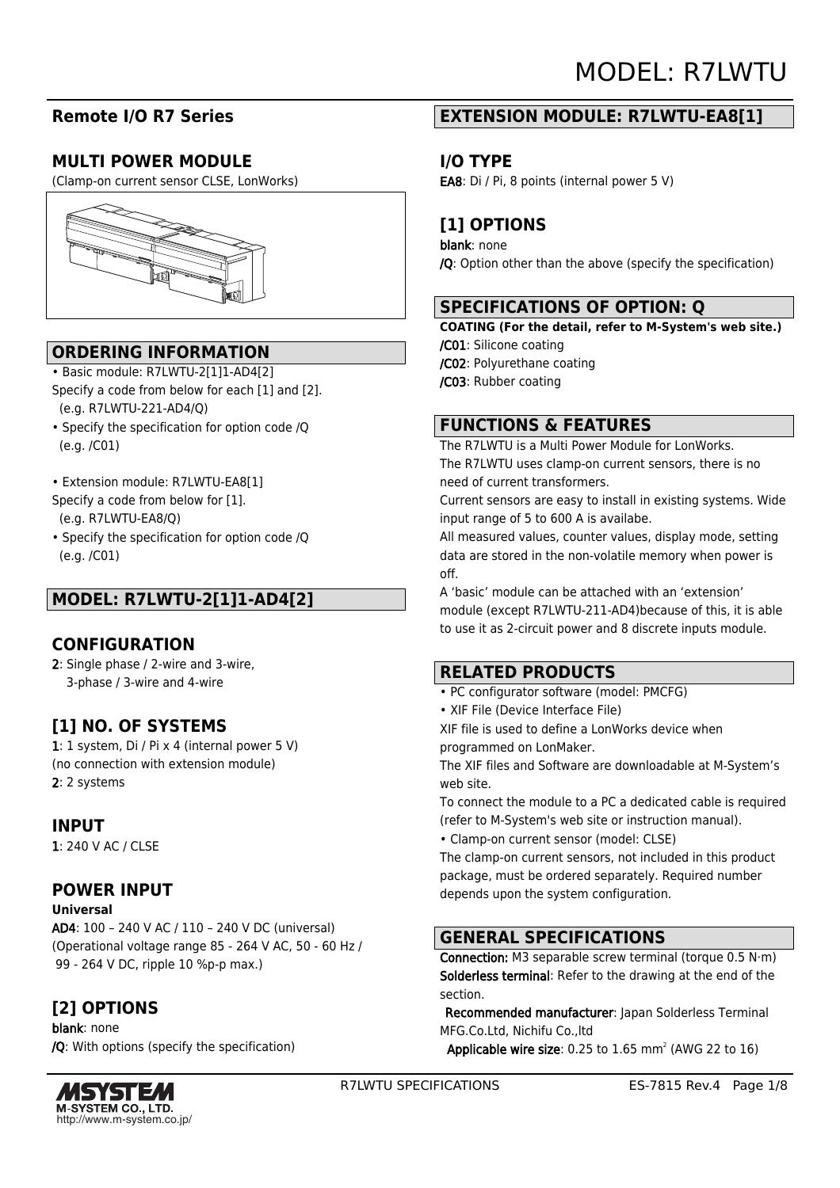# MODEL: R7LWTU

## Remote I/O R7 Series

## MULTI POWER MODULE

(Clamp-on current sensor CLSE, LonWorks)

## ORDERING INFORMATION

- Basic module: R7LWTU-2[1]1-AD4[2]

Specify a code from below for each [1] and [2].
(e.g. R7LWTU-221-AD4/Q)

- Specify the specification for option code /Q
(e.g. /C01)

- Extension module: R7LWTU-EA8[1]

Specify a code from below for [1].
(e.g. R7LWTU-EA8/Q)

- Specify the specification for option code /Q
(e.g. /C01)

## MODEL: R7LWTU-2[1]1-AD4[2]

### CONFIGURATION

**2**: Single phase / 2-wire and 3-wire,
3-phase / 3-wire and 4-wire

### [1] NO. OF SYSTEMS

**1**: 1 system, Di / Pi x 4 (internal power 5 V)
(no connection with extension module)
**2**: 2 systems

### INPUT

**1**: 240 V AC / CLSE

### POWER INPUT

**Universal**

**AD4**: 100 – 240 V AC / 110 – 240 V DC (universal)
(Operational voltage range 85 - 264 V AC, 50 - 60 Hz /
99 - 264 V DC, ripple 10 %p-p max.)

### [2] OPTIONS

**blank**: none
**/Q**: With options (specify the specification)

## EXTENSION MODULE: R7LWTU-EA8[1]

### I/O TYPE

**EA8**: Di / Pi, 8 points (internal power 5 V)

### [1] OPTIONS

**blank**: none
**/Q**: Option other than the above (specify the specification)

## SPECIFICATIONS OF OPTION: Q

**COATING (For the detail, refer to M-System's web site.)**
**/C01**: Silicone coating
**/C02**: Polyurethane coating
**/C03**: Rubber coating

## FUNCTIONS & FEATURES

The R7LWTU is a Multi Power Module for LonWorks.
The R7LWTU uses clamp-on current sensors, there is no need of current transformers.
Current sensors are easy to install in existing systems. Wide input range of 5 to 600 A is availabe.
All measured values, counter values, display mode, setting data are stored in the non-volatile memory when power is off.
A 'basic' module can be attached with an 'extension' module (except R7LWTU-211-AD4)because of this, it is able to use it as 2-circuit power and 8 discrete inputs module.

## RELATED PRODUCTS

- PC configurator software (model: PMCFG)
- XIF File (Device Interface File)

XIF file is used to define a LonWorks device when programmed on LonMaker.
The XIF files and Software are downloadable at M-System's web site.
To connect the module to a PC a dedicated cable is required (refer to M-System's web site or instruction manual).

- Clamp-on current sensor (model: CLSE)

The clamp-on current sensors, not included in this product package, must be ordered separately. Required number depends upon the system configuration.

## GENERAL SPECIFICATIONS

**Connection:** M3 separable screw terminal (torque 0.5 N·m)
**Solderless terminal**: Refer to the drawing at the end of the section.
**Recommended manufacturer**: Japan Solderless Terminal MFG.Co.Ltd, Nichifu Co.,ltd
**Applicable wire size**: 0.25 to 1.65 mm$^2$ (AWG 22 to 16)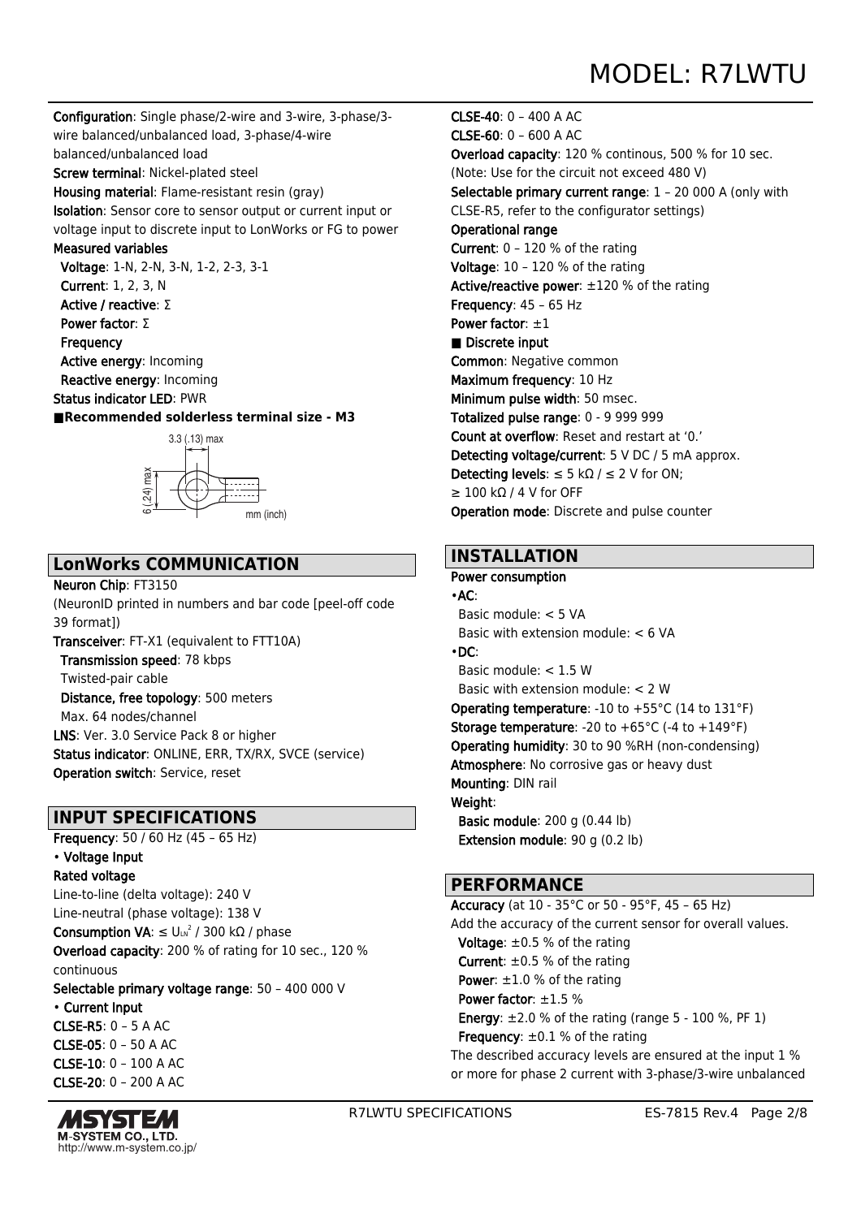**Configuration**: Single phase/2-wire and 3-wire, 3-phase/3-wire balanced/unbalanced load, 3-phase/4-wire balanced/unbalanced load
**Screw terminal**: Nickel-plated steel
**Housing material**: Flame-resistant resin (gray)
**Isolation**: Sensor core to sensor output or current input or voltage input to discrete input to LonWorks or FG to power
**Measured variables**
  **Voltage**: 1-N, 2-N, 3-N, 1-2, 2-3, 3-1
  **Current**: 1, 2, 3, N
  **Active / reactive**: Σ
  **Power factor**: Σ
  **Frequency**
  **Active energy**: Incoming
  **Reactive energy**: Incoming
**Status indicator LED**: PWR
■**Recommended solderless terminal size - M3**

3.3 (.13) max
6 (.24) max
mm (inch)

## LonWorks COMMUNICATION

**Neuron Chip**: FT3150
(NeuronID printed in numbers and bar code [peel-off code 39 format])
**Transceiver**: FT-X1 (equivalent to FTT10A)
  **Transmission speed**: 78 kbps
  Twisted-pair cable
  **Distance, free topology**: 500 meters
  Max. 64 nodes/channel
**LNS**: Ver. 3.0 Service Pack 8 or higher
**Status indicator**: ONLINE, ERR, TX/RX, SVCE (service)
**Operation switch**: Service, reset

## INPUT SPECIFICATIONS

**Frequency**: 50 / 60 Hz (45 – 65 Hz)
• **Voltage Input**
**Rated voltage**
Line-to-line (delta voltage): 240 V
Line-neutral (phase voltage): 138 V
**Consumption VA**: ≤ $U_{LN}^2$ / 300 kΩ / phase
**Overload capacity**: 200 % of rating for 10 sec., 120 % continuous
**Selectable primary voltage range**: 50 – 400 000 V
• **Current Input**
**CLSE-R5**: 0 – 5 A AC
**CLSE-05**: 0 – 50 A AC
**CLSE-10**: 0 – 100 A AC
**CLSE-20**: 0 – 200 A AC
**CLSE-40**: 0 – 400 A AC
**CLSE-60**: 0 – 600 A AC
**Overload capacity**: 120 % continous, 500 % for 10 sec.
(Note: Use for the circuit not exceed 480 V)
**Selectable primary current range**: 1 – 20 000 A (only with CLSE-R5, refer to the configurator settings)
**Operational range**
**Current**: 0 – 120 % of the rating
**Voltage**: 10 – 120 % of the rating
**Active/reactive power**: ±120 % of the rating
**Frequency**: 45 – 65 Hz
**Power factor**: ±1
■ **Discrete input**
**Common**: Negative common
**Maximum frequency**: 10 Hz
**Minimum pulse width**: 50 msec.
**Totalized pulse range**: 0 - 9 999 999
**Count at overflow**: Reset and restart at '0.'
**Detecting voltage/current**: 5 V DC / 5 mA approx.
**Detecting levels**: ≤ 5 kΩ / ≤ 2 V for ON;
≥ 100 kΩ / 4 V for OFF
**Operation mode**: Discrete and pulse counter

## INSTALLATION

**Power consumption**
•**AC**:
  Basic module: < 5 VA
  Basic with extension module: < 6 VA
•**DC**:
  Basic module: < 1.5 W
  Basic with extension module: < 2 W
**Operating temperature**: -10 to +55°C (14 to 131°F)
**Storage temperature**: -20 to +65°C (-4 to +149°F)
**Operating humidity**: 30 to 90 %RH (non-condensing)
**Atmosphere**: No corrosive gas or heavy dust
**Mounting**: DIN rail
**Weight**:
  **Basic module**: 200 g (0.44 lb)
  **Extension module**: 90 g (0.2 lb)

## PERFORMANCE

**Accuracy** (at 10 - 35°C or 50 - 95°F, 45 – 65 Hz)
Add the accuracy of the current sensor for overall values.
  **Voltage**: ±0.5 % of the rating
  **Current**: ±0.5 % of the rating
  **Power**: ±1.0 % of the rating
  **Power factor**: ±1.5 %
  **Energy**: ±2.0 % of the rating (range 5 - 100 %, PF 1)
  **Frequency**: ±0.1 % of the rating
The described accuracy levels are ensured at the input 1 % or more for phase 2 current with 3-phase/3-wire unbalanced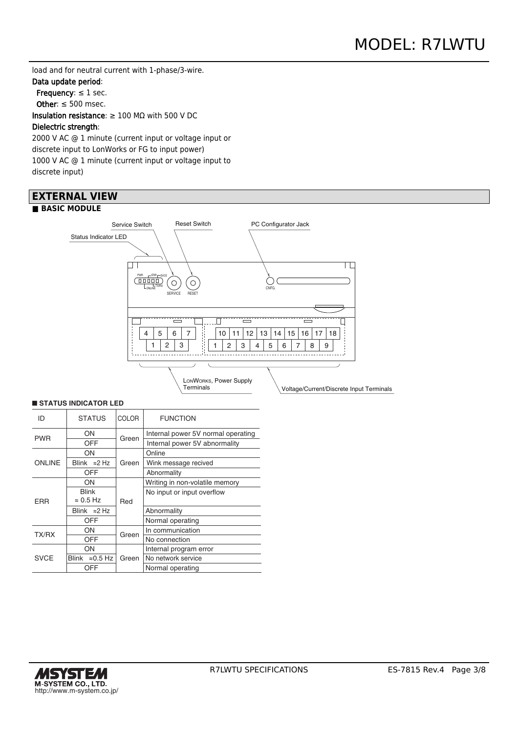load and for neutral current with 1-phase/3-wire.

**Data update period**:

**Frequency**: ≤ 1 sec.

**Other**: ≤ 500 msec.

**Insulation resistance**: ≥ 100 MΩ with 500 V DC

**Dielectric strength**:

2000 V AC @ 1 minute (current input or voltage input or discrete input to LonWorks or FG to input power)

1000 V AC @ 1 minute (current input or voltage input to discrete input)

## EXTERNAL VIEW

### ■ BASIC MODULE

Status Indicator LED

Service Switch

Reset Switch

PC Configurator Jack

PWR, ERR, SVCE, ONLINE, TX/RX

SERVICE

RESET

CNFG.

| 4 | 5 | 6 | 7 |
|---|---|---|---|
| | 1 | 2 | 3 |

| 10 | 11 | 12 | 13 | 14 | 15 | 16 | 17 | 18 |
|---|---|---|---|---|---|---|---|---|
| 1 | 2 | 3 | 4 | 5 | 6 | 7 | 8 | 9 |

LonWorks, Power Supply Terminals

Voltage/Current/Discrete Input Terminals

#### ■ STATUS INDICATOR LED

| ID | STATUS | COLOR | FUNCTION |
|---|---|---|---|
| PWR | ON | Green | Internal power 5V normal operating |
| | OFF | | Internal power 5V abnormality |
| ONLINE | ON | Green | Online |
| | Blink ≈2 Hz | | Wink message recived |
| | OFF | | Abnormality |
| ERR | ON | Red | Writing in non-volatile memory |
| | Blink ≈ 0.5 Hz | | No input or input overflow |
| | Blink ≈2 Hz | | Abnormality |
| | OFF | | Normal operating |
| TX/RX | ON | Green | In communication |
| | OFF | | No connection |
| SVCE | ON | Green | Internal program error |
| | Blink ≈0.5 Hz | | No network service |
| | OFF | | Normal operating |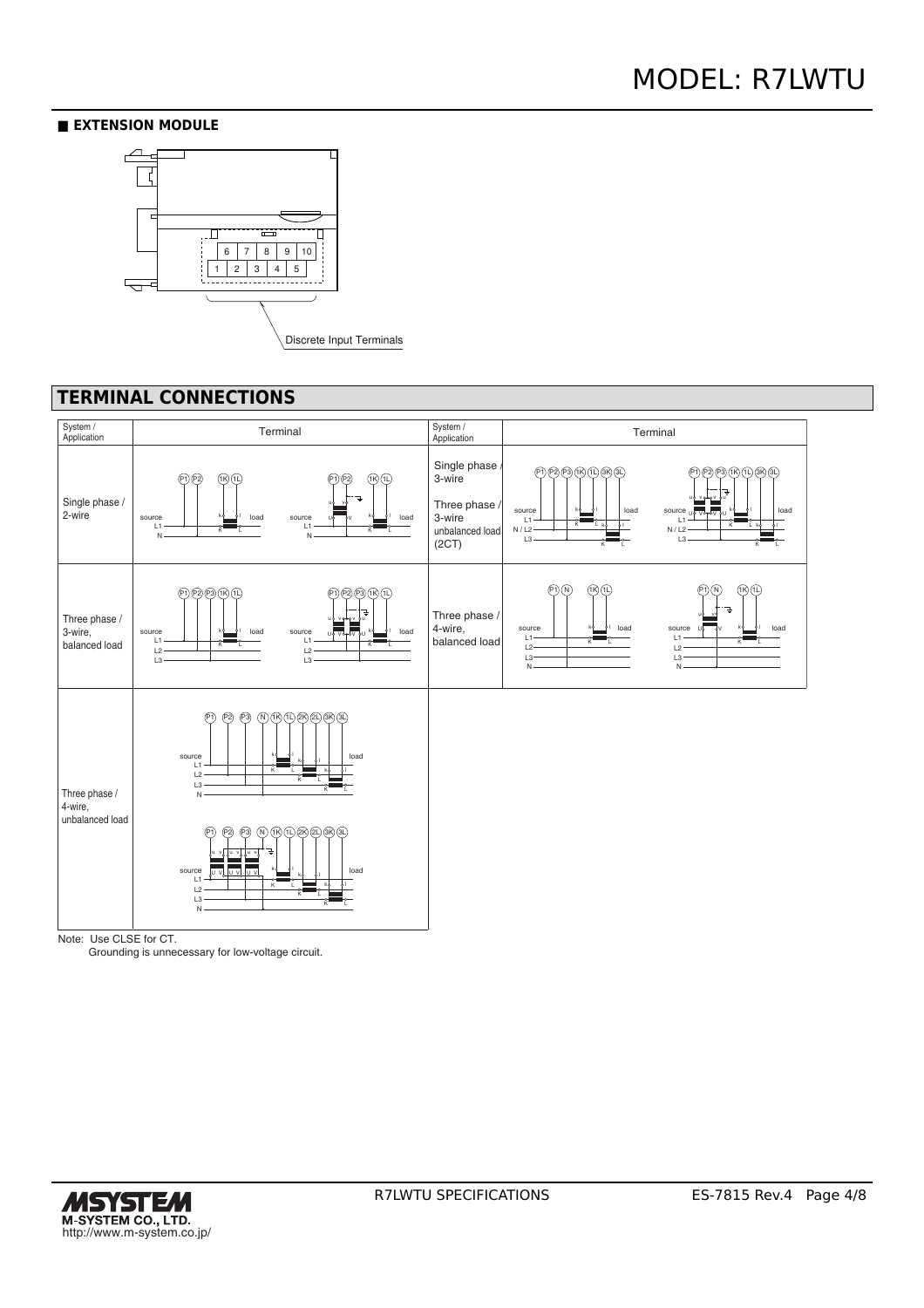## ■ EXTENSION MODULE

| 6 | 7 | 8 | 9 | 10 |
|---|---|---|---|---|
| 1 | 2 | 3 | 4 | 5 |

Discrete Input Terminals

## TERMINAL CONNECTIONS

| System / Application | Terminal |
|---|---|
| Single phase / 2-wire | P1 P2 1K 1L (source L1 N, load) |
| Three phase / 3-wire, balanced load | P1 P2 P3 1K 1L (source L1 L2 L3, load) |
| Three phase / 4-wire, unbalanced load | P1 P2 P3 N 1K 1L 2K 2L 3K 3L (source L1 L2 L3 N, load) |
| Single phase / 3-wire<br>Three phase / 3-wire unbalanced load (2CT) | P1 P2 P3 1K 1L 3K 3L (source L1 N / L2 L3, load) |
| Three phase / 4-wire, balanced load | P1 N 1K 1L (source L1 L2 L3 N, load) |

Note: Use CLSE for CT.
Grounding is unnecessary for low-voltage circuit.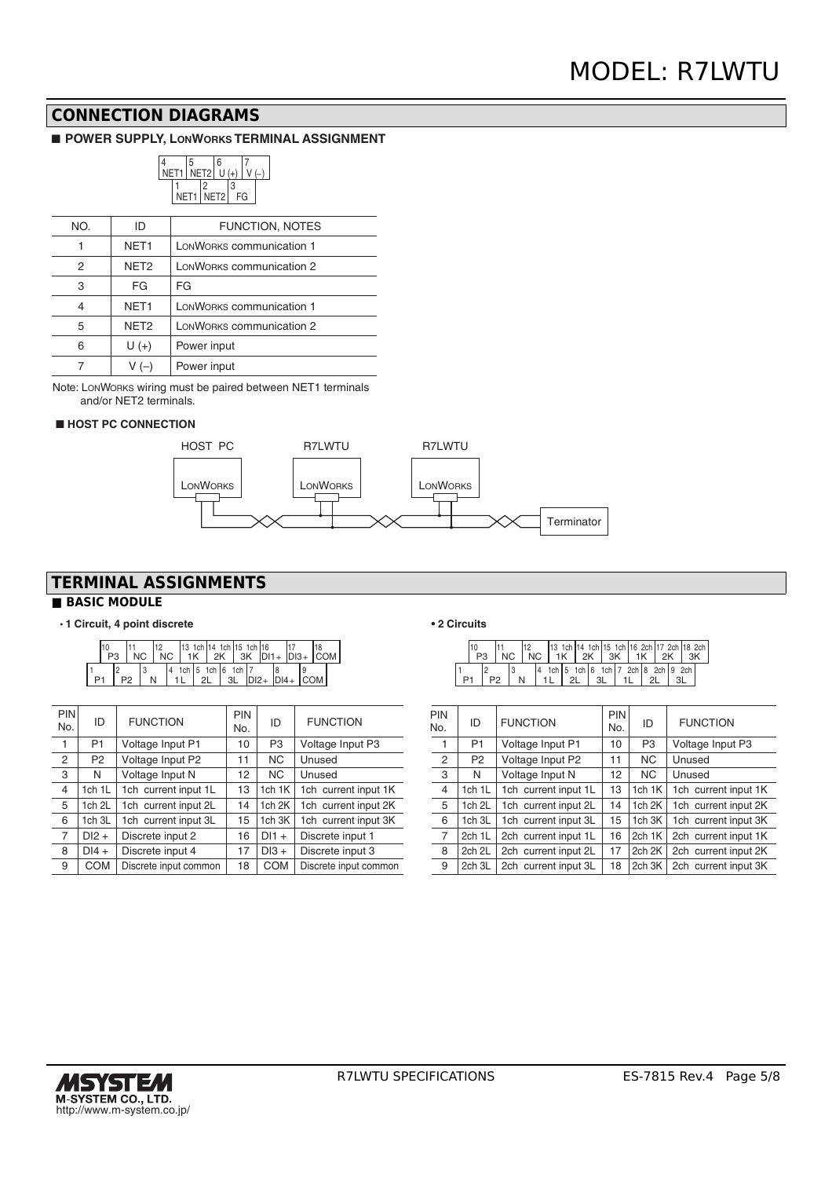## CONNECTION DIAGRAMS

### ■ POWER SUPPLY, LONWORKS TERMINAL ASSIGNMENT

| NO. | ID | FUNCTION, NOTES |
|---|---|---|
| 1 | NET1 | LONWORKS communication 1 |
| 2 | NET2 | LONWORKS communication 2 |
| 3 | FG | FG |
| 4 | NET1 | LONWORKS communication 1 |
| 5 | NET2 | LONWORKS communication 2 |
| 6 | U (+) | Power input |
| 7 | V (–) | Power input |

Note: LONWORKS wiring must be paired between NET1 terminals and/or NET2 terminals.

### ■ HOST PC CONNECTION

HOST PC — R7LWTU — R7LWTU — Terminator

## TERMINAL ASSIGNMENTS

### ■ BASIC MODULE

**• 1 Circuit, 4 point discrete**

| PIN No. | ID | FUNCTION | PIN No. | ID | FUNCTION |
|---|---|---|---|---|---|
| 1 | P1 | Voltage Input P1 | 10 | P3 | Voltage Input P3 |
| 2 | P2 | Voltage Input P2 | 11 | NC | Unused |
| 3 | N | Voltage Input N | 12 | NC | Unused |
| 4 | 1ch 1L | 1ch current input 1L | 13 | 1ch 1K | 1ch current input 1K |
| 5 | 1ch 2L | 1ch current input 2L | 14 | 1ch 2K | 1ch current input 2K |
| 6 | 1ch 3L | 1ch current input 3L | 15 | 1ch 3K | 1ch current input 3K |
| 7 | DI2 + | Discrete input 2 | 16 | DI1 + | Discrete input 1 |
| 8 | DI4 + | Discrete input 4 | 17 | DI3 + | Discrete input 3 |
| 9 | COM | Discrete input common | 18 | COM | Discrete input common |

**• 2 Circuits**

| PIN No. | ID | FUNCTION | PIN No. | ID | FUNCTION |
|---|---|---|---|---|---|
| 1 | P1 | Voltage Input P1 | 10 | P3 | Voltage Input P3 |
| 2 | P2 | Voltage Input P2 | 11 | NC | Unused |
| 3 | N | Voltage Input N | 12 | NC | Unused |
| 4 | 1ch 1L | 1ch current input 1L | 13 | 1ch 1K | 1ch current input 1K |
| 5 | 1ch 2L | 1ch current input 2L | 14 | 1ch 2K | 1ch current input 2K |
| 6 | 1ch 3L | 1ch current input 3L | 15 | 1ch 3K | 1ch current input 3K |
| 7 | 2ch 1L | 2ch current input 1L | 16 | 2ch 1K | 2ch current input 1K |
| 8 | 2ch 2L | 2ch current input 2L | 17 | 2ch 2K | 2ch current input 2K |
| 9 | 2ch 3L | 2ch current input 3L | 18 | 2ch 3K | 2ch current input 3K |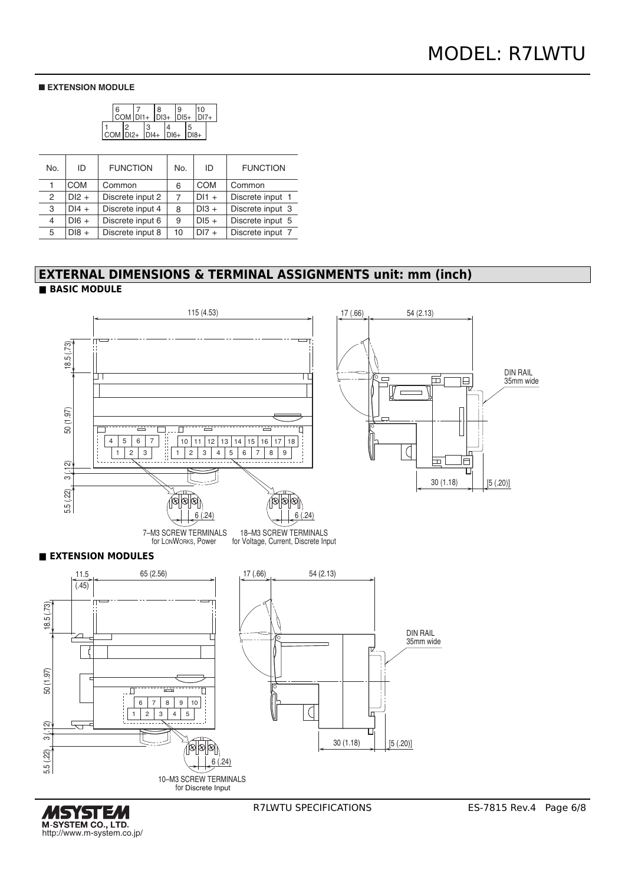■ **EXTENSION MODULE**

| No. | ID | FUNCTION | No. | ID | FUNCTION |
|---|---|---|---|---|---|
| 1 | COM | Common | 6 | COM | Common |
| 2 | DI2 + | Discrete input 2 | 7 | DI1 + | Discrete input 1 |
| 3 | DI4 + | Discrete input 4 | 8 | DI3 + | Discrete input 3 |
| 4 | DI6 + | Discrete input 6 | 9 | DI5 + | Discrete input 5 |
| 5 | DI8 + | Discrete input 8 | 10 | DI7 + | Discrete input 7 |

## EXTERNAL DIMENSIONS & TERMINAL ASSIGNMENTS unit: mm (inch)

■ **BASIC MODULE**

7–M3 SCREW TERMINALS for LONWORKS, Power

18–M3 SCREW TERMINALS for Voltage, Current, Discrete Input

■ **EXTENSION MODULES**

10–M3 SCREW TERMINALS for Discrete Input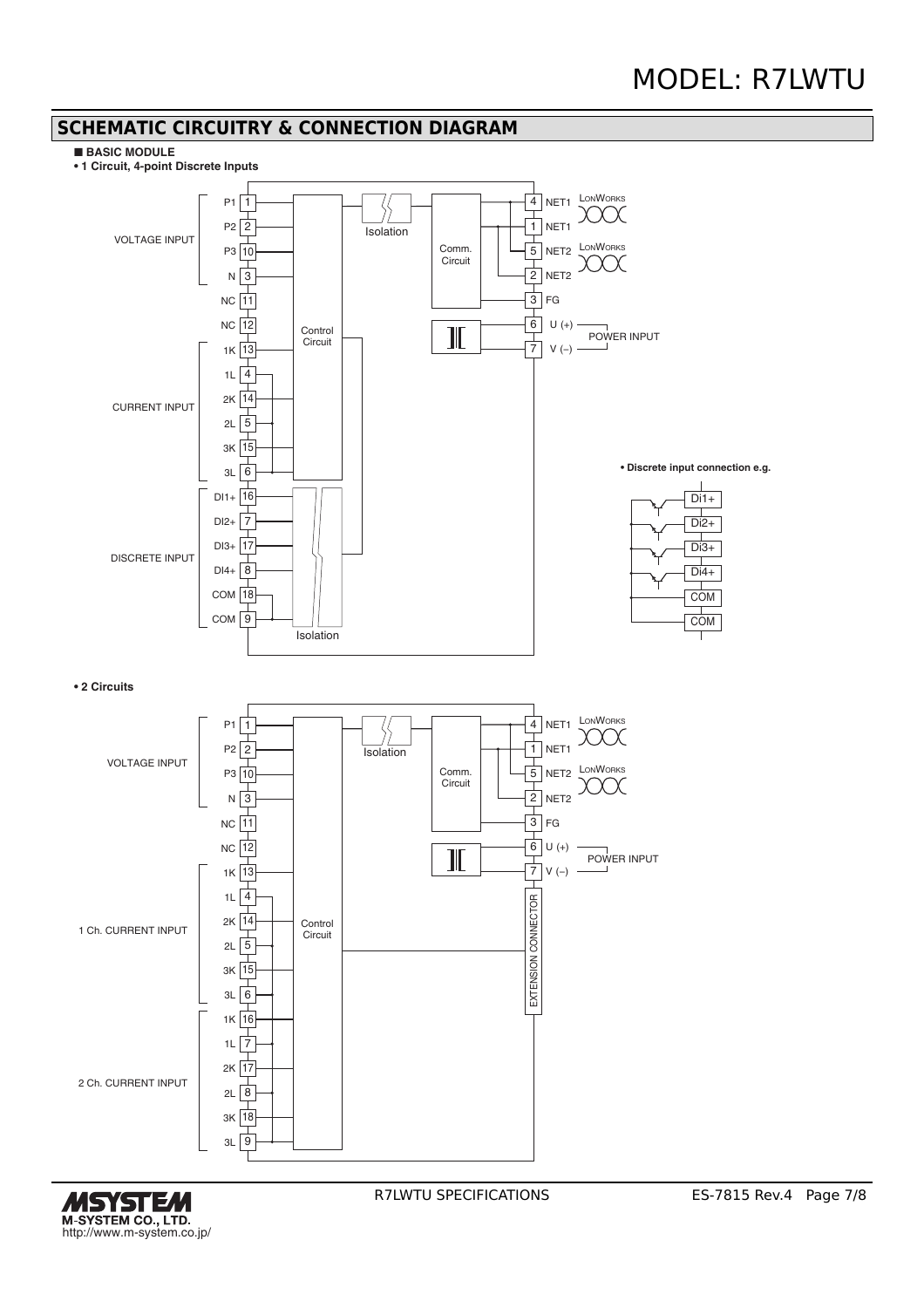## SCHEMATIC CIRCUITRY & CONNECTION DIAGRAM

■ **BASIC MODULE**

**• 1 Circuit, 4-point Discrete Inputs**

VOLTAGE INPUT: P1 1, P2 2, P3 10, N 3

NC 11, NC 12

CURRENT INPUT: 1K 13, 1L 4, 2K 14, 2L 5, 3K 15, 3L 6

DISCRETE INPUT: DI1+ 16, DI2+ 7, DI3+ 17, DI4+ 8, COM 18, COM 9

Control Circuit, Isolation, Comm. Circuit, Isolation

4 NET1, 1 NET1 (LonWorks)

5 NET2, 2 NET2 (LonWorks)

3 FG

6 U (+), 7 V (−) POWER INPUT

**• Discrete input connection e.g.**

Di1+, Di2+, Di3+, Di4+, COM, COM

**• 2 Circuits**

VOLTAGE INPUT: P1 1, P2 2, P3 10, N 3

NC 11, NC 12

1 Ch. CURRENT INPUT: 1K 13, 1L 4, 2K 14, 2L 5, 3K 15, 3L 6

2 Ch. CURRENT INPUT: 1K 16, 1L 7, 2K 17, 2L 8, 3K 18, 3L 9

Control Circuit, Isolation, Comm. Circuit

4 NET1, 1 NET1 (LonWorks)

5 NET2, 2 NET2 (LonWorks)

3 FG

6 U (+), 7 V (−) POWER INPUT

EXTENSION CONNECTOR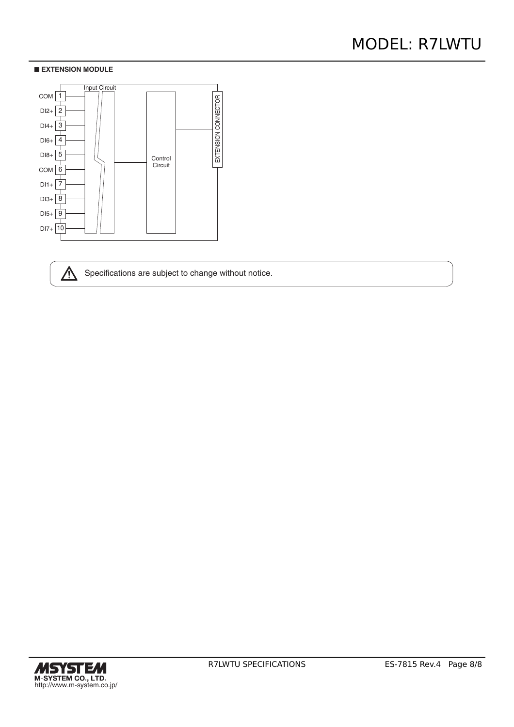■ **EXTENSION MODULE**

Input Circuit

COM 1

DI2+ 2

DI4+ 3

DI6+ 4

DI8+ 5

COM 6

DI1+ 7

DI3+ 8

DI5+ 9

DI7+ 10

Control Circuit

EXTENSION CONNECTOR

Specifications are subject to change without notice.